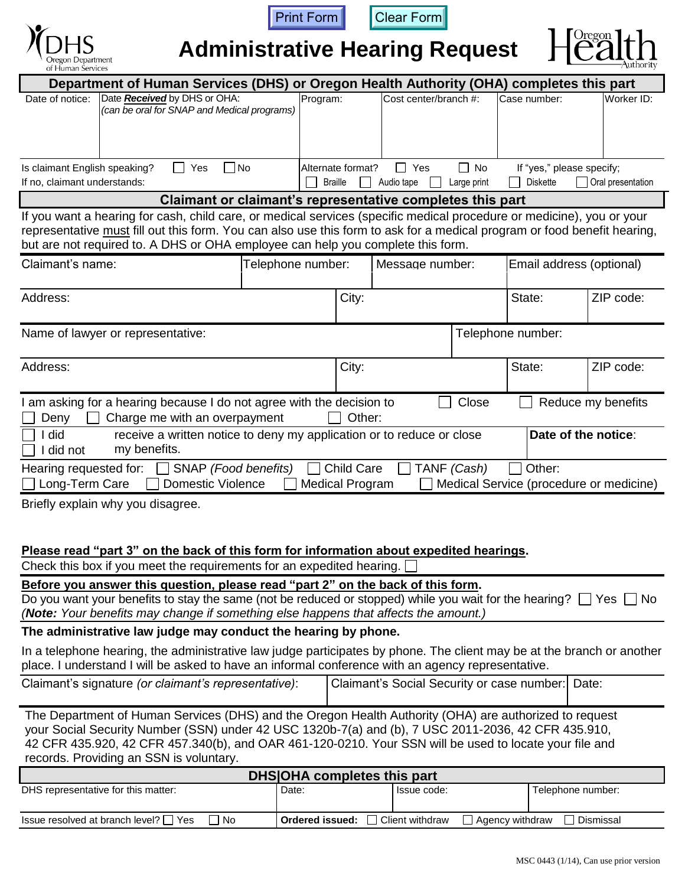# Administrative Hearing Request

## Department of Human Services (DHS) or Oregon Health Authority (OHA) completes this part

| Date of notice: | Date ***Received*** by DHS or OHA: *(can be oral for SNAP and Medical programs)* | Program: | Cost center/branch #: | Case number: | Worker ID: |
|---|---|---|---|---|---|
| | | | | | |

Is claimant English speaking? ☐ Yes ☐ No
If no, claimant understands:

Alternate format? ☐ Yes ☐ No If "yes," please specify;
☐ Braille ☐ Audio tape ☐ Large print ☐ Diskette ☐ Oral presentation

## Claimant or claimant's representative completes this part

If you want a hearing for cash, child care, or medical services (specific medical procedure or medicine), you or your representative must fill out this form. You can also use this form to ask for a medical program or food benefit hearing, but are not required to. A DHS or OHA employee can help you complete this form.

| Claimant's name: | Telephone number: | Message number: | Email address (optional) |
|---|---|---|---|
| | | | |

| Address: | City: | State: | ZIP code: |
|---|---|---|---|
| | | | |

| Name of lawyer or representative: | Telephone number: |
|---|---|
| | |

| Address: | City: | State: | ZIP code: |
|---|---|---|---|
| | | | |

I am asking for a hearing because I do not agree with the decision to ☐ Close ☐ Reduce my benefits
☐ Deny ☐ Charge me with an overpayment ☐ Other:

☐ I did ☐ I did not receive a written notice to deny my application or to reduce or close my benefits. **Date of the notice**:

Hearing requested for: ☐ SNAP *(Food benefits)* ☐ Child Care ☐ TANF *(Cash)* ☐ Other:
☐ Long-Term Care ☐ Domestic Violence ☐ Medical Program ☐ Medical Service (procedure or medicine)

Briefly explain why you disagree.

**Please read "part 3" on the back of this form for information about expedited hearings.**
Check this box if you meet the requirements for an expedited hearing. ☐

**Before you answer this question, please read "part 2" on the back of this form.**
Do you want your benefits to stay the same (not be reduced or stopped) while you wait for the hearing? ☐ Yes ☐ No
*(**Note:** Your benefits may change if something else happens that affects the amount.)*

**The administrative law judge may conduct the hearing by phone.**

In a telephone hearing, the administrative law judge participates by phone. The client may be at the branch or another place. I understand I will be asked to have an informal conference with an agency representative.

| Claimant's signature *(or claimant's representative)*: | Claimant's Social Security or case number: | Date: |
|---|---|---|
| | | |

The Department of Human Services (DHS) and the Oregon Health Authority (OHA) are authorized to request your Social Security Number (SSN) under 42 USC 1320b-7(a) and (b), 7 USC 2011-2036, 42 CFR 435.910, 42 CFR 435.920, 42 CFR 457.340(b), and OAR 461-120-0210. Your SSN will be used to locate your file and records. Providing an SSN is voluntary.

## DHS|OHA completes this part

| DHS representative for this matter: | Date: | Issue code: | Telephone number: |
|---|---|---|---|
| | | | |

Issue resolved at branch level? ☐ Yes ☐ No | **Ordered issued:** ☐ Client withdraw ☐ Agency withdraw ☐ Dismissal

MSC 0443 (1/14), Can use prior version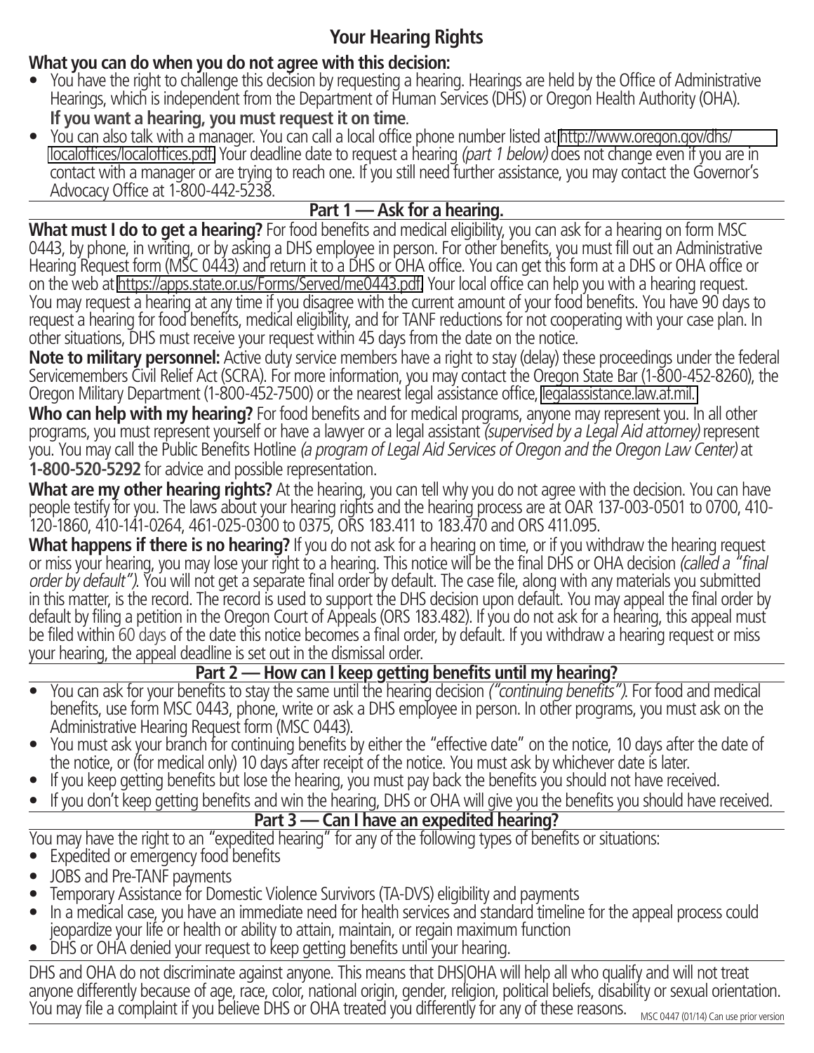# Your Hearing Rights

**What you can do when you do not agree with this decision:**

- You have the right to challenge this decision by requesting a hearing. Hearings are held by the Office of Administrative Hearings, which is independent from the Department of Human Services (DHS) or Oregon Health Authority (OHA). **If you want a hearing, you must request it on time**.
- You can also talk with a manager. You can call a local office phone number listed at http://www.oregon.gov/dhs/localoffices/localoffices.pdf. Your deadline date to request a hearing *(part 1 below)* does not change even if you are in contact with a manager or are trying to reach one. If you still need further assistance, you may contact the Governor's Advocacy Office at 1-800-442-5238.

## Part 1 — Ask for a hearing.

**What must I do to get a hearing?** For food benefits and medical eligibility, you can ask for a hearing on form MSC 0443, by phone, in writing, or by asking a DHS employee in person. For other benefits, you must fill out an Administrative Hearing Request form (MSC 0443) and return it to a DHS or OHA office. You can get this form at a DHS or OHA office or on the web at https://apps.state.or.us/Forms/Served/me0443.pdf. Your local office can help you with a hearing request. You may request a hearing at any time if you disagree with the current amount of your food benefits. You have 90 days to request a hearing for food benefits, medical eligibility, and for TANF reductions for not cooperating with your case plan. In other situations, DHS must receive your request within 45 days from the date on the notice.

**Note to military personnel:** Active duty service members have a right to stay (delay) these proceedings under the federal Servicemembers Civil Relief Act (SCRA). For more information, you may contact the Oregon State Bar (1-800-452-8260), the Oregon Military Department (1-800-452-7500) or the nearest legal assistance office, legalassistance.law.af.mil.

**Who can help with my hearing?** For food benefits and for medical programs, anyone may represent you. In all other programs, you must represent yourself or have a lawyer or a legal assistant *(supervised by a Legal Aid attorney)* represent you. You may call the Public Benefits Hotline *(a program of Legal Aid Services of Oregon and the Oregon Law Center)* at **1-800-520-5292** for advice and possible representation.

**What are my other hearing rights?** At the hearing, you can tell why you do not agree with the decision. You can have people testify for you. The laws about your hearing rights and the hearing process are at OAR 137-003-0501 to 0700, 410-120-1860, 410-141-0264, 461-025-0300 to 0375, ORS 183.411 to 183.470 and ORS 411.095.

**What happens if there is no hearing?** If you do not ask for a hearing on time, or if you withdraw the hearing request or miss your hearing, you may lose your right to a hearing. This notice will be the final DHS or OHA decision *(called a "final order by default")*. You will not get a separate final order by default. The case file, along with any materials you submitted in this matter, is the record. The record is used to support the DHS decision upon default. You may appeal the final order by default by filing a petition in the Oregon Court of Appeals (ORS 183.482). If you do not ask for a hearing, this appeal must be filed within 60 days of the date this notice becomes a final order, by default. If you withdraw a hearing request or miss your hearing, the appeal deadline is set out in the dismissal order.

## Part 2 — How can I keep getting benefits until my hearing?

- You can ask for your benefits to stay the same until the hearing decision *("continuing benefits")*. For food and medical benefits, use form MSC 0443, phone, write or ask a DHS employee in person. In other programs, you must ask on the Administrative Hearing Request form (MSC 0443).
- You must ask your branch for continuing benefits by either the "effective date" on the notice, 10 days after the date of the notice, or (for medical only) 10 days after receipt of the notice. You must ask by whichever date is later.
- If you keep getting benefits but lose the hearing, you must pay back the benefits you should not have received.
- If you don't keep getting benefits and win the hearing, DHS or OHA will give you the benefits you should have received.

## Part 3 — Can I have an expedited hearing?

You may have the right to an "expedited hearing" for any of the following types of benefits or situations:

- Expedited or emergency food benefits
- JOBS and Pre-TANF payments
- Temporary Assistance for Domestic Violence Survivors (TA-DVS) eligibility and payments
- In a medical case, you have an immediate need for health services and standard timeline for the appeal process could jeopardize your life or health or ability to attain, maintain, or regain maximum function
- DHS or OHA denied your request to keep getting benefits until your hearing.

DHS and OHA do not discriminate against anyone. This means that DHS|OHA will help all who qualify and will not treat anyone differently because of age, race, color, national origin, gender, religion, political beliefs, disability or sexual orientation. You may file a complaint if you believe DHS or OHA treated you differently for any of these reasons.

MSC 0447 (01/14) Can use prior version